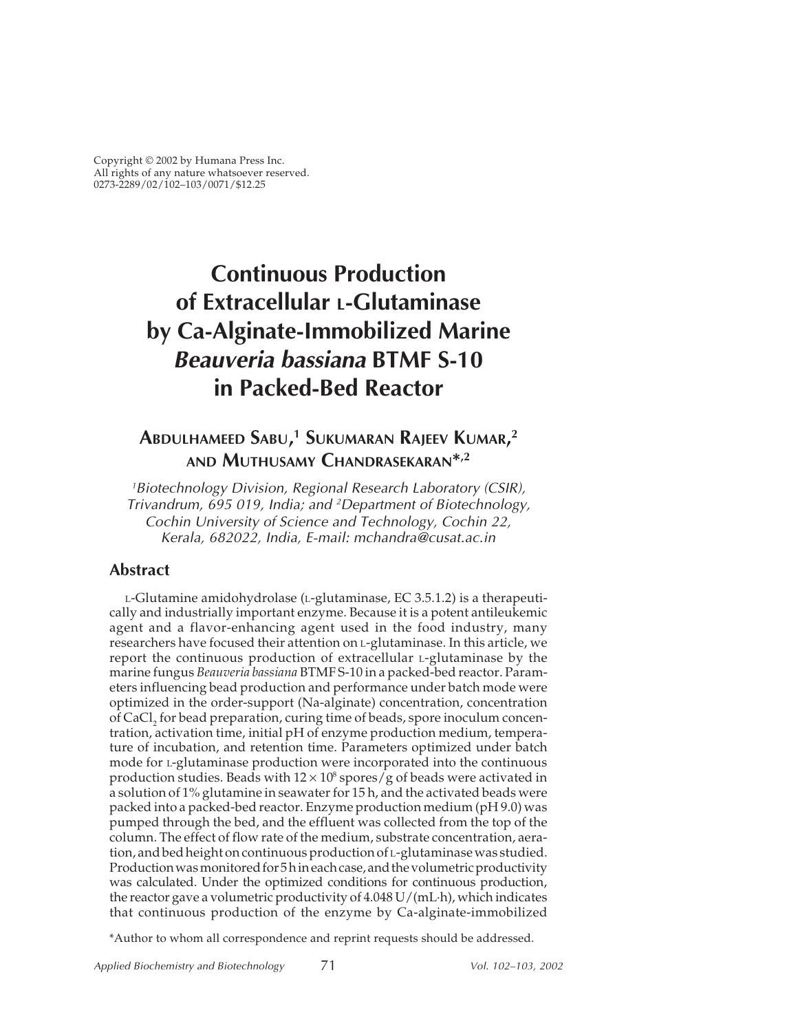Copyright © 2002 by Humana Press Inc.
All rights of any nature whatsoever reserved.
0273-2289/02/102–103/0071/$12.25

# Continuous Production of Extracellular L-Glutaminase by Ca-Alginate-Immobilized Marine *Beauveria bassiana* BTMF S-10 in Packed-Bed Reactor

**Abdulhameed Sabu,[1] Sukumaran Rajeev Kumar,[2] and Muthusamy Chandrasekaran*,[2]**

*[1]Biotechnology Division, Regional Research Laboratory (CSIR), Trivandrum, 695 019, India; and [2]Department of Biotechnology, Cochin University of Science and Technology, Cochin 22, Kerala, 682022, India, E-mail: mchandra@cusat.ac.in*

## Abstract

L-Glutamine amidohydrolase (L-glutaminase, EC 3.5.1.2) is a therapeutically and industrially important enzyme. Because it is a potent antileukemic agent and a flavor-enhancing agent used in the food industry, many researchers have focused their attention on L-glutaminase. In this article, we report the continuous production of extracellular L-glutaminase by the marine fungus *Beauveria bassiana* BTMF S-10 in a packed-bed reactor. Parameters influencing bead production and performance under batch mode were optimized in the order-support (Na-alginate) concentration, concentration of $CaCl_2$ for bead preparation, curing time of beads, spore inoculum concentration, activation time, initial pH of enzyme production medium, temperature of incubation, and retention time. Parameters optimized under batch mode for L-glutaminase production were incorporated into the continuous production studies. Beads with $12 \times 10^8$ spores/g of beads were activated in a solution of 1% glutamine in seawater for 15 h, and the activated beads were packed into a packed-bed reactor. Enzyme production medium (pH 9.0) was pumped through the bed, and the effluent was collected from the top of the column. The effect of flow rate of the medium, substrate concentration, aeration, and bed height on continuous production of L-glutaminase was studied. Production was monitored for 5 h in each case, and the volumetric productivity was calculated. Under the optimized conditions for continuous production, the reactor gave a volumetric productivity of 4.048 U/(mL·h), which indicates that continuous production of the enzyme by Ca-alginate-immobilized

*Author to whom all correspondence and reprint requests should be addressed.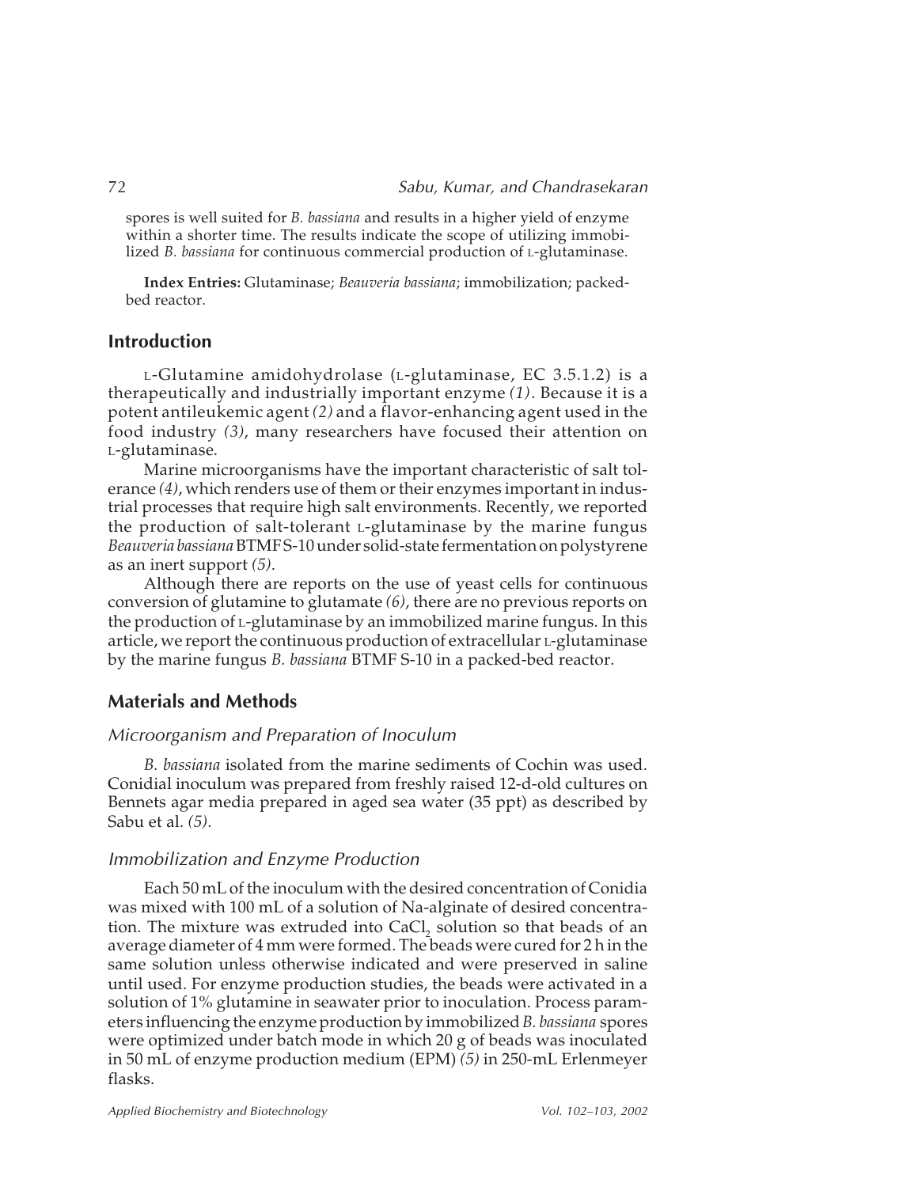spores is well suited for *B. bassiana* and results in a higher yield of enzyme within a shorter time. The results indicate the scope of utilizing immobilized *B. bassiana* for continuous commercial production of L-glutaminase.

**Index Entries:** Glutaminase; *Beauveria bassiana*; immobilization; packed-bed reactor.

## Introduction

L-Glutamine amidohydrolase (L-glutaminase, EC 3.5.1.2) is a therapeutically and industrially important enzyme *(1)*. Because it is a potent antileukemic agent *(2)* and a flavor-enhancing agent used in the food industry *(3)*, many researchers have focused their attention on L-glutaminase.

Marine microorganisms have the important characteristic of salt tolerance *(4)*, which renders use of them or their enzymes important in industrial processes that require high salt environments. Recently, we reported the production of salt-tolerant L-glutaminase by the marine fungus *Beauveria bassiana* BTMF S-10 under solid-state fermentation on polystyrene as an inert support *(5)*.

Although there are reports on the use of yeast cells for continuous conversion of glutamine to glutamate *(6)*, there are no previous reports on the production of L-glutaminase by an immobilized marine fungus. In this article, we report the continuous production of extracellular L-glutaminase by the marine fungus *B. bassiana* BTMF S-10 in a packed-bed reactor.

## Materials and Methods

### Microorganism and Preparation of Inoculum

*B. bassiana* isolated from the marine sediments of Cochin was used. Conidial inoculum was prepared from freshly raised 12-d-old cultures on Bennets agar media prepared in aged sea water (35 ppt) as described by Sabu et al. *(5)*.

### Immobilization and Enzyme Production

Each 50 mL of the inoculum with the desired concentration of Conidia was mixed with 100 mL of a solution of Na-alginate of desired concentration. The mixture was extruded into $CaCl_2$ solution so that beads of an average diameter of 4 mm were formed. The beads were cured for 2 h in the same solution unless otherwise indicated and were preserved in saline until used. For enzyme production studies, the beads were activated in a solution of 1% glutamine in seawater prior to inoculation. Process parameters influencing the enzyme production by immobilized *B. bassiana* spores were optimized under batch mode in which 20 g of beads was inoculated in 50 mL of enzyme production medium (EPM) *(5)* in 250-mL Erlenmeyer flasks.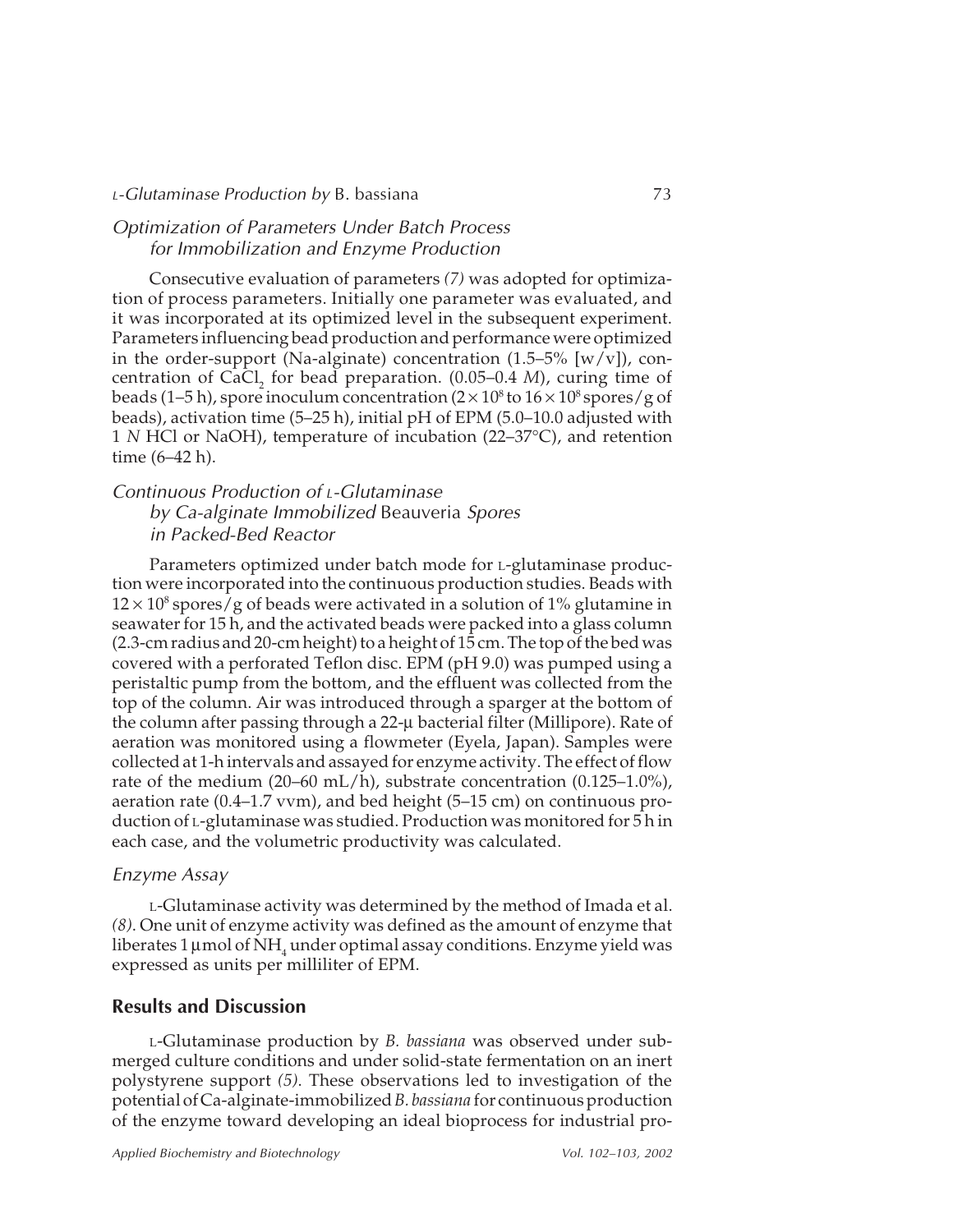### *Optimization of Parameters Under Batch Process for Immobilization and Enzyme Production*

Consecutive evaluation of parameters *(7)* was adopted for optimization of process parameters. Initially one parameter was evaluated, and it was incorporated at its optimized level in the subsequent experiment. Parameters influencing bead production and performance were optimized in the order-support (Na-alginate) concentration (1.5–5% [w/v]), concentration of $CaCl_2$ for bead preparation. (0.05–0.4 *M*), curing time of beads (1–5 h), spore inoculum concentration ($2 \times 10^8$ to $16 \times 10^8$ spores/g of beads), activation time (5–25 h), initial pH of EPM (5.0–10.0 adjusted with 1 *N* HCl or NaOH), temperature of incubation (22–37°C), and retention time (6–42 h).

### *Continuous Production of* L*-Glutaminase by Ca-alginate Immobilized* Beauveria *Spores in Packed-Bed Reactor*

Parameters optimized under batch mode for L-glutaminase production were incorporated into the continuous production studies. Beads with $12 \times 10^8$ spores/g of beads were activated in a solution of 1% glutamine in seawater for 15 h, and the activated beads were packed into a glass column (2.3-cm radius and 20-cm height) to a height of 15 cm. The top of the bed was covered with a perforated Teflon disc. EPM (pH 9.0) was pumped using a peristaltic pump from the bottom, and the effluent was collected from the top of the column. Air was introduced through a sparger at the bottom of the column after passing through a 22-µ bacterial filter (Millipore). Rate of aeration was monitored using a flowmeter (Eyela, Japan). Samples were collected at 1-h intervals and assayed for enzyme activity. The effect of flow rate of the medium (20–60 mL/h), substrate concentration (0.125–1.0%), aeration rate (0.4–1.7 vvm), and bed height (5–15 cm) on continuous production of L-glutaminase was studied. Production was monitored for 5 h in each case, and the volumetric productivity was calculated.

### *Enzyme Assay*

L-Glutaminase activity was determined by the method of Imada et al. *(8)*. One unit of enzyme activity was defined as the amount of enzyme that liberates 1 µmol of $NH_4$ under optimal assay conditions. Enzyme yield was expressed as units per milliliter of EPM.

## Results and Discussion

L-Glutaminase production by *B. bassiana* was observed under submerged culture conditions and under solid-state fermentation on an inert polystyrene support *(5)*. These observations led to investigation of the potential of Ca-alginate-immobilized *B. bassiana* for continuous production of the enzyme toward developing an ideal bioprocess for industrial pro-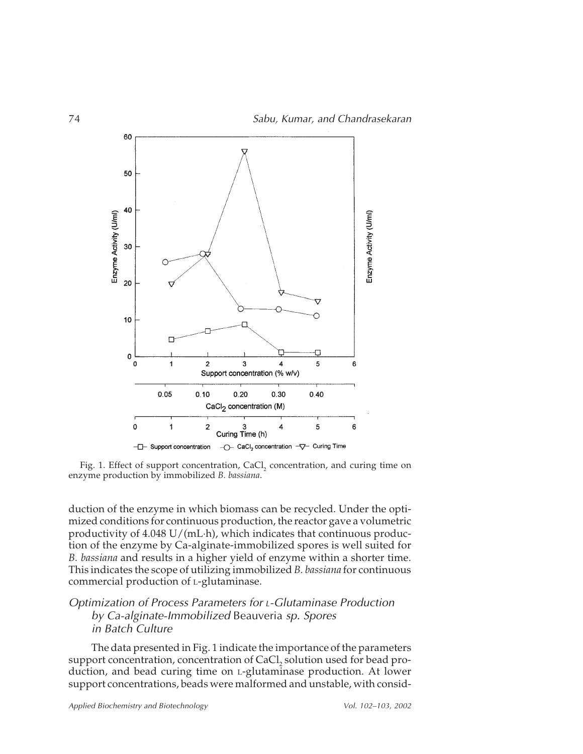Fig. 1. Effect of support concentration, $CaCl_2$ concentration, and curing time on enzyme production by immobilized *B. bassiana*.

duction of the enzyme in which biomass can be recycled. Under the optimized conditions for continuous production, the reactor gave a volumetric productivity of 4.048 U/(mL·h), which indicates that continuous production of the enzyme by Ca-alginate-immobilized spores is well suited for *B. bassiana* and results in a higher yield of enzyme within a shorter time. This indicates the scope of utilizing immobilized *B. bassiana* for continuous commercial production of L-glutaminase.

## *Optimization of Process Parameters for L-Glutaminase Production by Ca-alginate-Immobilized* Beauveria *sp. Spores in Batch Culture*

The data presented in Fig. 1 indicate the importance of the parameters support concentration, concentration of $CaCl_2$ solution used for bead production, and bead curing time on L-glutaminase production. At lower support concentrations, beads were malformed and unstable, with consid-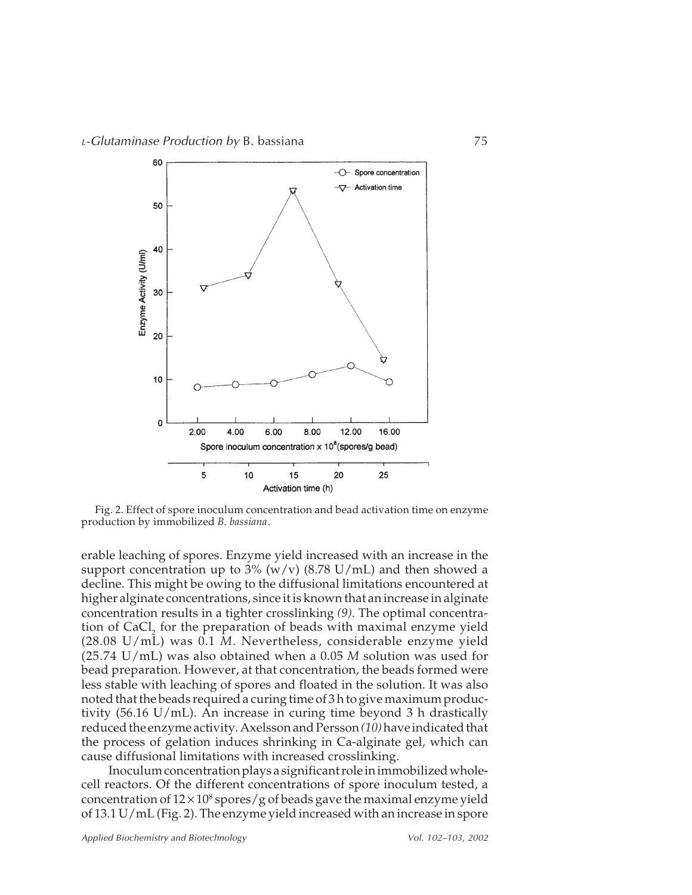Fig. 2. Effect of spore inoculum concentration and bead activation time on enzyme production by immobilized *B. bassiana*.

erable leaching of spores. Enzyme yield increased with an increase in the support concentration up to 3% (w/v) (8.78 U/mL) and then showed a decline. This might be owing to the diffusional limitations encountered at higher alginate concentrations, since it is known that an increase in alginate concentration results in a tighter crosslinking *(9)*. The optimal concentration of $CaCl_2$ for the preparation of beads with maximal enzyme yield (28.08 U/mL) was 0.1 *M*. Nevertheless, considerable enzyme yield (25.74 U/mL) was also obtained when a 0.05 *M* solution was used for bead preparation. However, at that concentration, the beads formed were less stable with leaching of spores and floated in the solution. It was also noted that the beads required a curing time of 3 h to give maximum productivity (56.16 U/mL). An increase in curing time beyond 3 h drastically reduced the enzyme activity. Axelsson and Persson *(10)* have indicated that the process of gelation induces shrinking in Ca-alginate gel, which can cause diffusional limitations with increased crosslinking.

Inoculum concentration plays a significant role in immobilized whole-cell reactors. Of the different concentrations of spore inoculum tested, a concentration of $12 \times 10^8$ spores/g of beads gave the maximal enzyme yield of 13.1 U/mL (Fig. 2). The enzyme yield increased with an increase in spore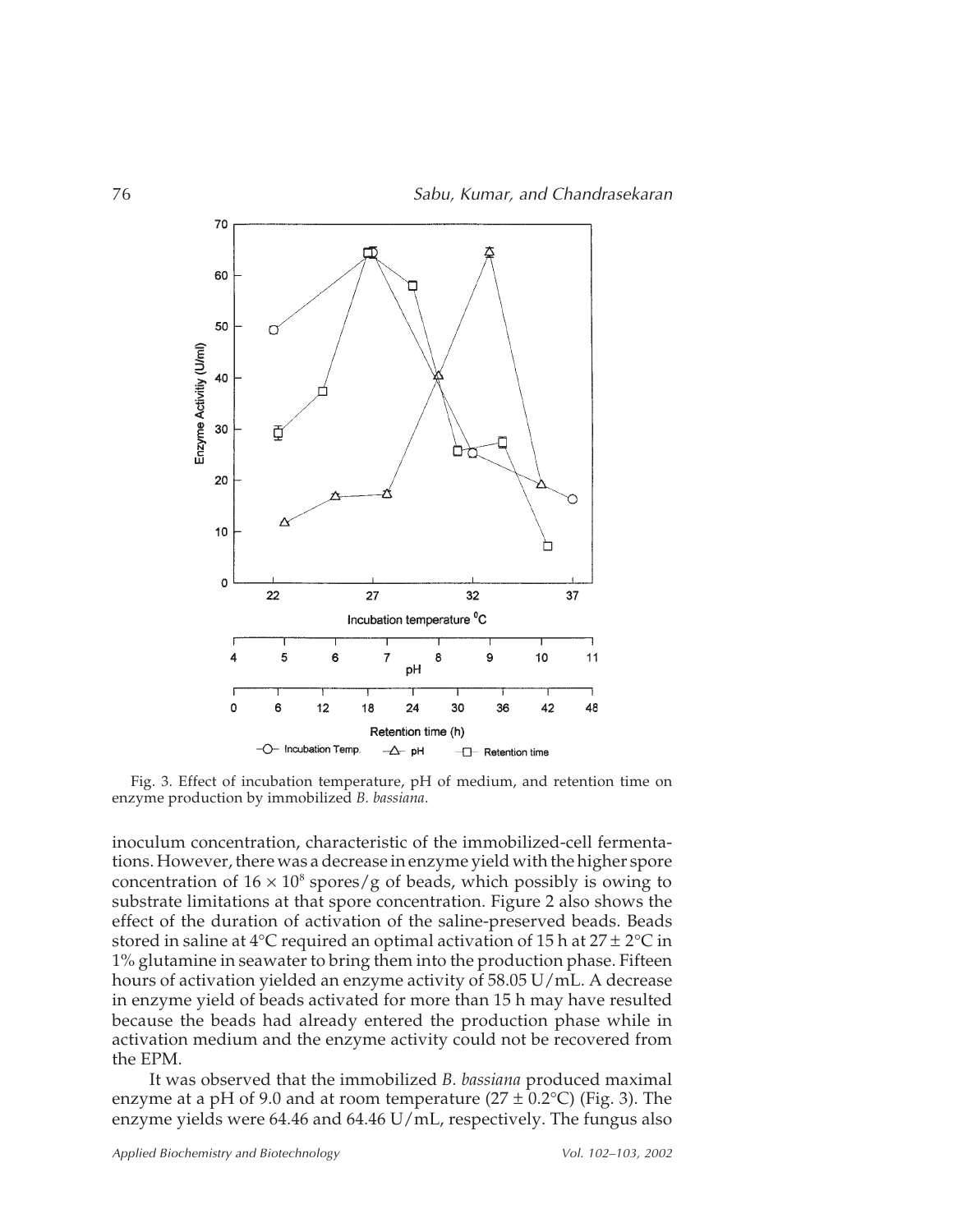Fig. 3. Effect of incubation temperature, pH of medium, and retention time on enzyme production by immobilized *B. bassiana*.

inoculum concentration, characteristic of the immobilized-cell fermentations. However, there was a decrease in enzyme yield with the higher spore concentration of $16 \times 10^8$ spores/g of beads, which possibly is owing to substrate limitations at that spore concentration. Figure 2 also shows the effect of the duration of activation of the saline-preserved beads. Beads stored in saline at 4°C required an optimal activation of 15 h at 27 ± 2°C in 1% glutamine in seawater to bring them into the production phase. Fifteen hours of activation yielded an enzyme activity of 58.05 U/mL. A decrease in enzyme yield of beads activated for more than 15 h may have resulted because the beads had already entered the production phase while in activation medium and the enzyme activity could not be recovered from the EPM.

It was observed that the immobilized *B. bassiana* produced maximal enzyme at a pH of 9.0 and at room temperature (27 ± 0.2°C) (Fig. 3). The enzyme yields were 64.46 and 64.46 U/mL, respectively. The fungus also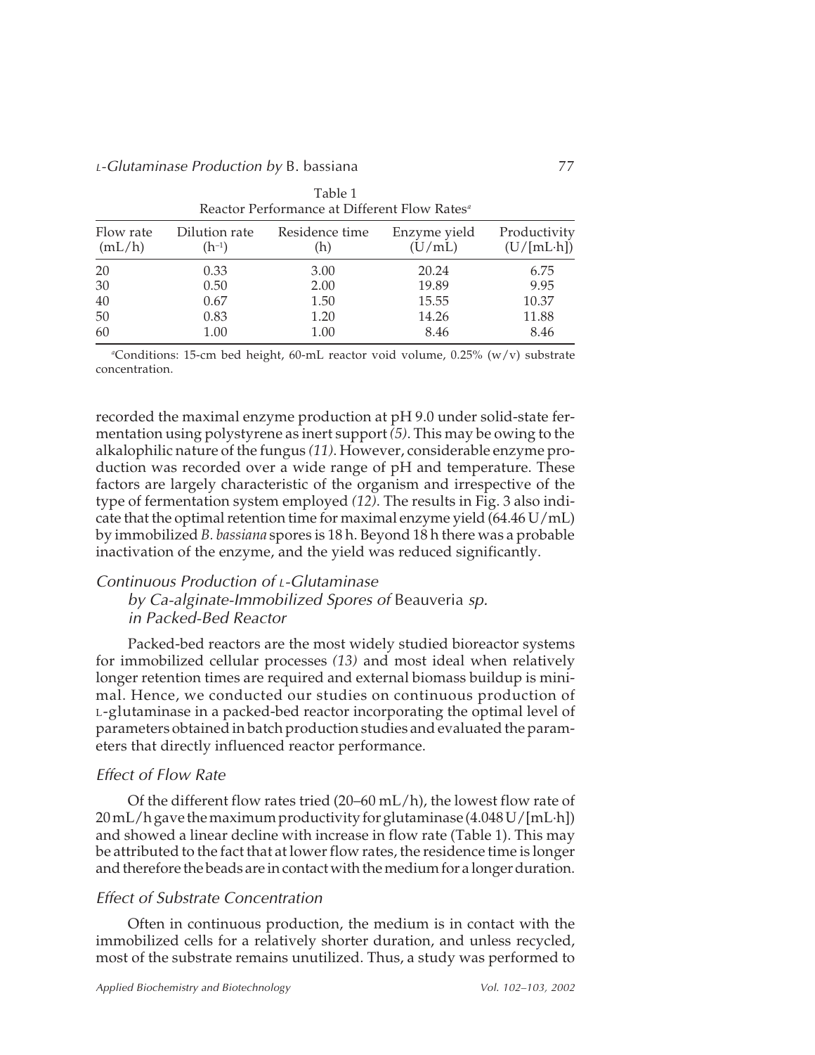Table 1
Reactor Performance at Different Flow Rates[a]

| Flow rate (mL/h) | Dilution rate ($h^{-1}$) | Residence time (h) | Enzyme yield (U/mL) | Productivity (U/[mL·h]) |
|---|---|---|---|---|
| 20 | 0.33 | 3.00 | 20.24 | 6.75 |
| 30 | 0.50 | 2.00 | 19.89 | 9.95 |
| 40 | 0.67 | 1.50 | 15.55 | 10.37 |
| 50 | 0.83 | 1.20 | 14.26 | 11.88 |
| 60 | 1.00 | 1.00 | 8.46 | 8.46 |

[a]Conditions: 15-cm bed height, 60-mL reactor void volume, 0.25% (w/v) substrate concentration.

recorded the maximal enzyme production at pH 9.0 under solid-state fermentation using polystyrene as inert support *(5)*. This may be owing to the alkalophilic nature of the fungus *(11)*. However, considerable enzyme production was recorded over a wide range of pH and temperature. These factors are largely characteristic of the organism and irrespective of the type of fermentation system employed *(12)*. The results in Fig. 3 also indicate that the optimal retention time for maximal enzyme yield (64.46 U/mL) by immobilized *B. bassiana* spores is 18 h. Beyond 18 h there was a probable inactivation of the enzyme, and the yield was reduced significantly.

## *Continuous Production of L-Glutaminase by Ca-alginate-Immobilized Spores of* Beauveria *sp. in Packed-Bed Reactor*

Packed-bed reactors are the most widely studied bioreactor systems for immobilized cellular processes *(13)* and most ideal when relatively longer retention times are required and external biomass buildup is minimal. Hence, we conducted our studies on continuous production of L-glutaminase in a packed-bed reactor incorporating the optimal level of parameters obtained in batch production studies and evaluated the parameters that directly influenced reactor performance.

### *Effect of Flow Rate*

Of the different flow rates tried (20–60 mL/h), the lowest flow rate of 20 mL/h gave the maximum productivity for glutaminase (4.048 U/[mL·h]) and showed a linear decline with increase in flow rate (Table 1). This may be attributed to the fact that at lower flow rates, the residence time is longer and therefore the beads are in contact with the medium for a longer duration.

### *Effect of Substrate Concentration*

Often in continuous production, the medium is in contact with the immobilized cells for a relatively shorter duration, and unless recycled, most of the substrate remains unutilized. Thus, a study was performed to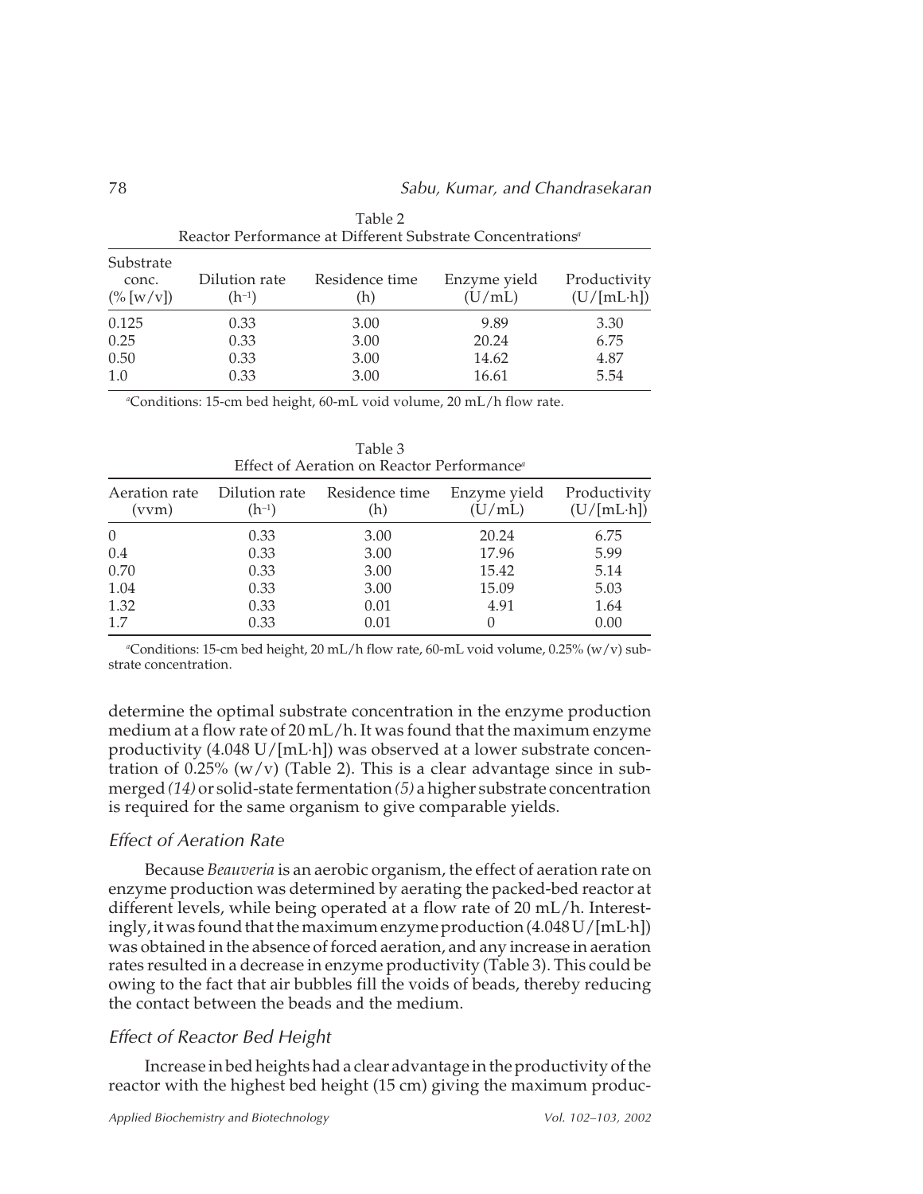Table 2
Reactor Performance at Different Substrate Concentrations[a]

| Substrate conc. (% [w/v]) | Dilution rate ($h^{-1}$) | Residence time (h) | Enzyme yield (U/mL) | Productivity (U/[mL·h]) |
|---|---|---|---|---|
| 0.125 | 0.33 | 3.00 | 9.89 | 3.30 |
| 0.25 | 0.33 | 3.00 | 20.24 | 6.75 |
| 0.50 | 0.33 | 3.00 | 14.62 | 4.87 |
| 1.0 | 0.33 | 3.00 | 16.61 | 5.54 |

[a]Conditions: 15-cm bed height, 60-mL void volume, 20 mL/h flow rate.

Table 3
Effect of Aeration on Reactor Performance[a]

| Aeration rate (vvm) | Dilution rate ($h^{-1}$) | Residence time (h) | Enzyme yield (U/mL) | Productivity (U/[mL·h]) |
|---|---|---|---|---|
| 0 | 0.33 | 3.00 | 20.24 | 6.75 |
| 0.4 | 0.33 | 3.00 | 17.96 | 5.99 |
| 0.70 | 0.33 | 3.00 | 15.42 | 5.14 |
| 1.04 | 0.33 | 3.00 | 15.09 | 5.03 |
| 1.32 | 0.33 | 0.01 | 4.91 | 1.64 |
| 1.7 | 0.33 | 0.01 | 0 | 0.00 |

[a]Conditions: 15-cm bed height, 20 mL/h flow rate, 60-mL void volume, 0.25% (w/v) substrate concentration.

determine the optimal substrate concentration in the enzyme production medium at a flow rate of 20 mL/h. It was found that the maximum enzyme productivity (4.048 U/[mL·h]) was observed at a lower substrate concentration of 0.25% (w/v) (Table 2). This is a clear advantage since in submerged *(14)* or solid-state fermentation *(5)* a higher substrate concentration is required for the same organism to give comparable yields.

### Effect of Aeration Rate

Because *Beauveria* is an aerobic organism, the effect of aeration rate on enzyme production was determined by aerating the packed-bed reactor at different levels, while being operated at a flow rate of 20 mL/h. Interestingly, it was found that the maximum enzyme production (4.048 U/[mL·h]) was obtained in the absence of forced aeration, and any increase in aeration rates resulted in a decrease in enzyme productivity (Table 3). This could be owing to the fact that air bubbles fill the voids of beads, thereby reducing the contact between the beads and the medium.

### Effect of Reactor Bed Height

Increase in bed heights had a clear advantage in the productivity of the reactor with the highest bed height (15 cm) giving the maximum produc-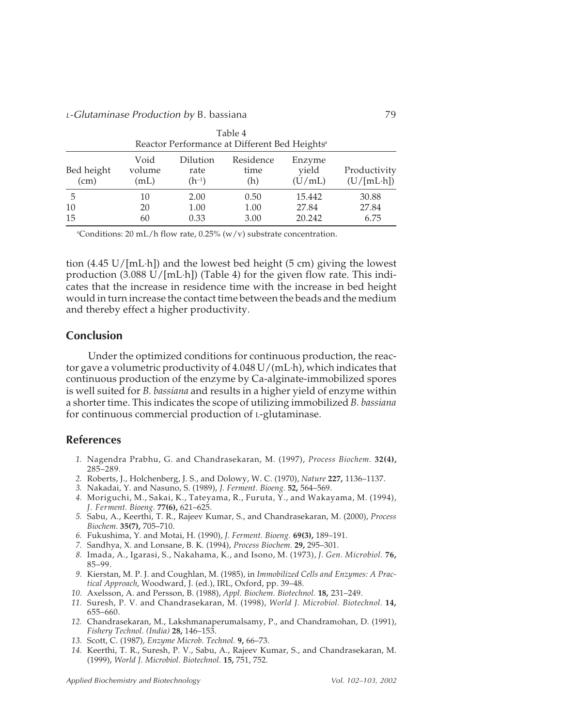Table 4
Reactor Performance at Different Bed Heights[a]

| Bed height (cm) | Void volume (mL) | Dilution rate ($h^{-1}$) | Residence time (h) | Enzyme yield (U/mL) | Productivity (U/[mL·h]) |
|---|---|---|---|---|---|
| 5 | 10 | 2.00 | 0.50 | 15.442 | 30.88 |
| 10 | 20 | 1.00 | 1.00 | 27.84 | 27.84 |
| 15 | 60 | 0.33 | 3.00 | 20.242 | 6.75 |

[a]Conditions: 20 mL/h flow rate, 0.25% (w/v) substrate concentration.

tion (4.45 U/[mL·h]) and the lowest bed height (5 cm) giving the lowest production (3.088 U/[mL·h]) (Table 4) for the given flow rate. This indicates that the increase in residence time with the increase in bed height would in turn increase the contact time between the beads and the medium and thereby effect a higher productivity.

## Conclusion

Under the optimized conditions for continuous production, the reactor gave a volumetric productivity of 4.048 U/(mL·h), which indicates that continuous production of the enzyme by Ca-alginate-immobilized spores is well suited for *B. bassiana* and results in a higher yield of enzyme within a shorter time. This indicates the scope of utilizing immobilized *B. bassiana* for continuous commercial production of L-glutaminase.

## References

1. Nagendra Prabhu, G. and Chandrasekaran, M. (1997), *Process Biochem.* **32(4),** 285–289.
2. Roberts, J., Holchenberg, J. S., and Dolowy, W. C. (1970), *Nature* **227,** 1136–1137.
3. Nakadai, Y. and Nasuno, S. (1989), *J. Ferment. Bioeng.* **52,** 564–569.
4. Moriguchi, M., Sakai, K., Tateyama, R., Furuta, Y., and Wakayama, M. (1994), *J. Ferment. Bioeng.* **77(6),** 621–625.
5. Sabu, A., Keerthi, T. R., Rajeev Kumar, S., and Chandrasekaran, M. (2000), *Process Biochem.* **35(7),** 705–710.
6. Fukushima, Y. and Motai, H. (1990), *J. Ferment. Bioeng.* **69(3),** 189–191.
7. Sandhya, X. and Lonsane, B. K. (1994), *Process Biochem.* **29,** 295–301.
8. Imada, A., Igarasi, S., Nakahama, K., and Isono, M. (1973), *J. Gen. Microbiol.* **76,** 85–99.
9. Kierstan, M. P. J. and Coughlan, M. (1985), in *Immobilized Cells and Enzymes: A Practical Approach*, Woodward, J. (ed.), IRL, Oxford, pp. 39–48.
10. Axelsson, A. and Persson, B. (1988), *Appl. Biochem. Biotechnol.* **18,** 231–249.
11. Suresh, P. V. and Chandrasekaran, M. (1998), *World J. Microbiol. Biotechnol.* **14,** 655–660.
12. Chandrasekaran, M., Lakshmanaperumalsamy, P., and Chandramohan, D. (1991), *Fishery Technol. (India)* **28,** 146–153.
13. Scott, C. (1987), *Enzyme Microb. Technol.* **9,** 66–73.
14. Keerthi, T. R., Suresh, P. V., Sabu, A., Rajeev Kumar, S., and Chandrasekaran, M. (1999), *World J. Microbiol. Biotechnol.* **15,** 751, 752.